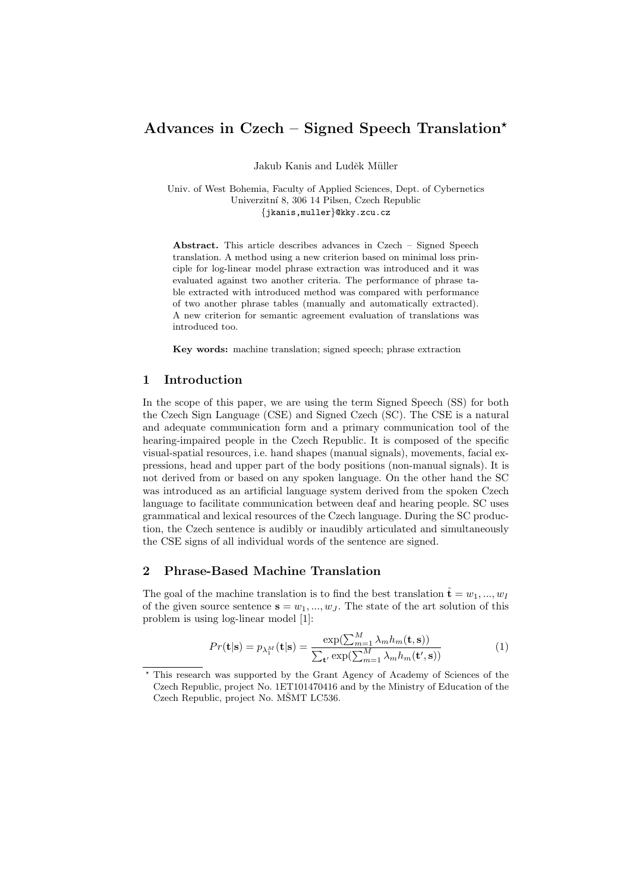# Advances in Czech – Signed Speech Translation*

Jakub Kanis and Luděk Müller

Univ. of West Bohemia, Faculty of Applied Sciences, Dept. of Cybernetics
Univerzitní 8, 306 14 Pilsen, Czech Republic
{jkanis,muller}@kky.zcu.cz

**Abstract.** This article describes advances in Czech – Signed Speech translation. A method using a new criterion based on minimal loss principle for log-linear model phrase extraction was introduced and it was evaluated against two another criteria. The performance of phrase table extracted with introduced method was compared with performance of two another phrase tables (manually and automatically extracted). A new criterion for semantic agreement evaluation of translations was introduced too.

**Key words:** machine translation; signed speech; phrase extraction

## 1 Introduction

In the scope of this paper, we are using the term Signed Speech (SS) for both the Czech Sign Language (CSE) and Signed Czech (SC). The CSE is a natural and adequate communication form and a primary communication tool of the hearing-impaired people in the Czech Republic. It is composed of the specific visual-spatial resources, i.e. hand shapes (manual signals), movements, facial expressions, head and upper part of the body positions (non-manual signals). It is not derived from or based on any spoken language. On the other hand the SC was introduced as an artificial language system derived from the spoken Czech language to facilitate communication between deaf and hearing people. SC uses grammatical and lexical resources of the Czech language. During the SC production, the Czech sentence is audibly or inaudibly articulated and simultaneously the CSE signs of all individual words of the sentence are signed.

## 2 Phrase-Based Machine Translation

The goal of the machine translation is to find the best translation $\hat{\mathbf{t}} = w_1, ..., w_I$ of the given source sentence $\mathbf{s} = w_1, ..., w_J$. The state of the art solution of this problem is using log-linear model [1]:

$$Pr(\mathbf{t}|\mathbf{s}) = p_{\lambda_1^M}(\mathbf{t}|\mathbf{s}) = \frac{\exp(\sum_{m=1}^{M} \lambda_m h_m(\mathbf{t}, \mathbf{s}))}{\sum_{\mathbf{t}'} \exp(\sum_{m=1}^{M} \lambda_m h_m(\mathbf{t}', \mathbf{s}))} \quad (1)$$

* This research was supported by the Grant Agency of Academy of Sciences of the Czech Republic, project No. 1ET101470416 and by the Ministry of Education of the Czech Republic, project No. MŠMT LC536.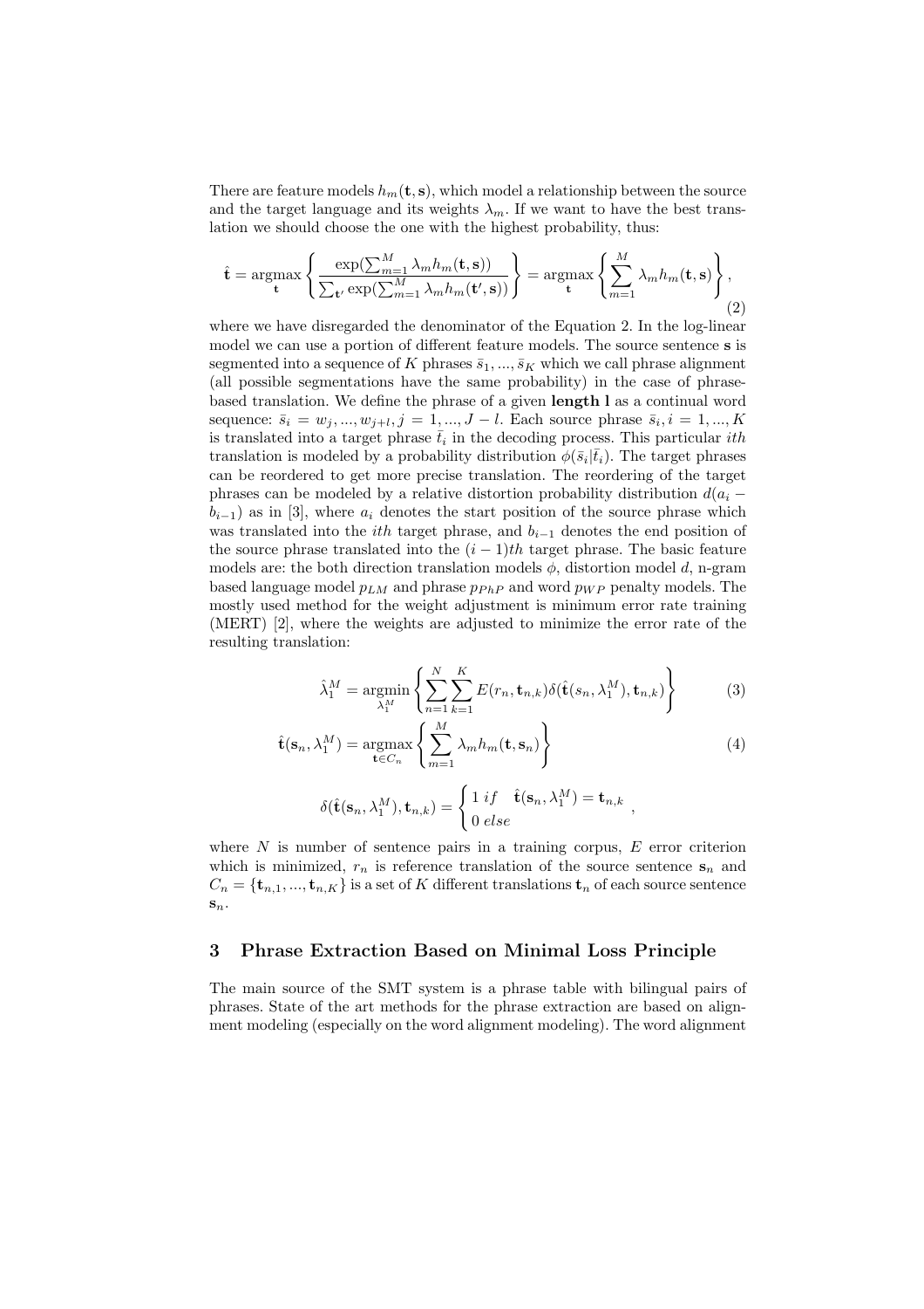There are feature models $h_m(\mathbf{t}, \mathbf{s})$, which model a relationship between the source and the target language and its weights $\lambda_m$. If we want to have the best translation we should choose the one with the highest probability, thus:

$$\hat{\mathbf{t}} = \operatorname*{argmax}_{\mathbf{t}} \left\{ \frac{\exp(\sum_{m=1}^{M} \lambda_m h_m(\mathbf{t}, \mathbf{s}))}{\sum_{\mathbf{t}'} \exp(\sum_{m=1}^{M} \lambda_m h_m(\mathbf{t}', \mathbf{s}))} \right\} = \operatorname*{argmax}_{\mathbf{t}} \left\{ \sum_{m=1}^{M} \lambda_m h_m(\mathbf{t}, \mathbf{s}) \right\}, \tag{2}$$

where we have disregarded the denominator of the Equation 2. In the log-linear model we can use a portion of different feature models. The source sentence $\mathbf{s}$ is segmented into a sequence of $K$ phrases $\bar{s}_1, ..., \bar{s}_K$ which we call phrase alignment (all possible segmentations have the same probability) in the case of phrase-based translation. We define the phrase of a given **length l** as a continual word sequence: $\bar{s}_i = w_j, ..., w_{j+l}, j = 1, ..., J - l$. Each source phrase $\bar{s}_i, i = 1, ..., K$ is translated into a target phrase $\bar{t}_i$ in the decoding process. This particular *ith* translation is modeled by a probability distribution $\phi(\bar{s}_i|\bar{t}_i)$. The target phrases can be reordered to get more precise translation. The reordering of the target phrases can be modeled by a relative distortion probability distribution $d(a_i - b_{i-1})$ as in [3], where $a_i$ denotes the start position of the source phrase which was translated into the *ith* target phrase, and $b_{i-1}$ denotes the end position of the source phrase translated into the $(i-1)th$ target phrase. The basic feature models are: the both direction translation models $\phi$, distortion model $d$, n-gram based language model $p_{LM}$ and phrase $p_{PhP}$ and word $p_{WP}$ penalty models. The mostly used method for the weight adjustment is minimum error rate training (MERT) [2], where the weights are adjusted to minimize the error rate of the resulting translation:

$$\hat{\lambda}_1^M = \operatorname*{argmin}_{\lambda_1^M} \left\{ \sum_{n=1}^{N} \sum_{k=1}^{K} E(r_n, \mathbf{t}_{n,k}) \delta(\hat{\mathbf{t}}(s_n, \lambda_1^M), \mathbf{t}_{n,k}) \right\} \tag{3}$$

$$\hat{\mathbf{t}}(\mathbf{s}_n, \lambda_1^M) = \operatorname*{argmax}_{\mathbf{t} \in C_n} \left\{ \sum_{m=1}^{M} \lambda_m h_m(\mathbf{t}, \mathbf{s}_n) \right\} \tag{4}$$

$$\delta(\hat{\mathbf{t}}(\mathbf{s}_n, \lambda_1^M), \mathbf{t}_{n,k}) = \begin{cases} 1 \; if \quad \hat{\mathbf{t}}(\mathbf{s}_n, \lambda_1^M) = \mathbf{t}_{n,k} \\ 0 \; else \end{cases},$$

where $N$ is number of sentence pairs in a training corpus, $E$ error criterion which is minimized, $r_n$ is reference translation of the source sentence $\mathbf{s}_n$ and $C_n = \{\mathbf{t}_{n,1}, ..., \mathbf{t}_{n,K}\}$ is a set of $K$ different translations $\mathbf{t}_n$ of each source sentence $\mathbf{s}_n$.

## 3 Phrase Extraction Based on Minimal Loss Principle

The main source of the SMT system is a phrase table with bilingual pairs of phrases. State of the art methods for the phrase extraction are based on alignment modeling (especially on the word alignment modeling). The word alignment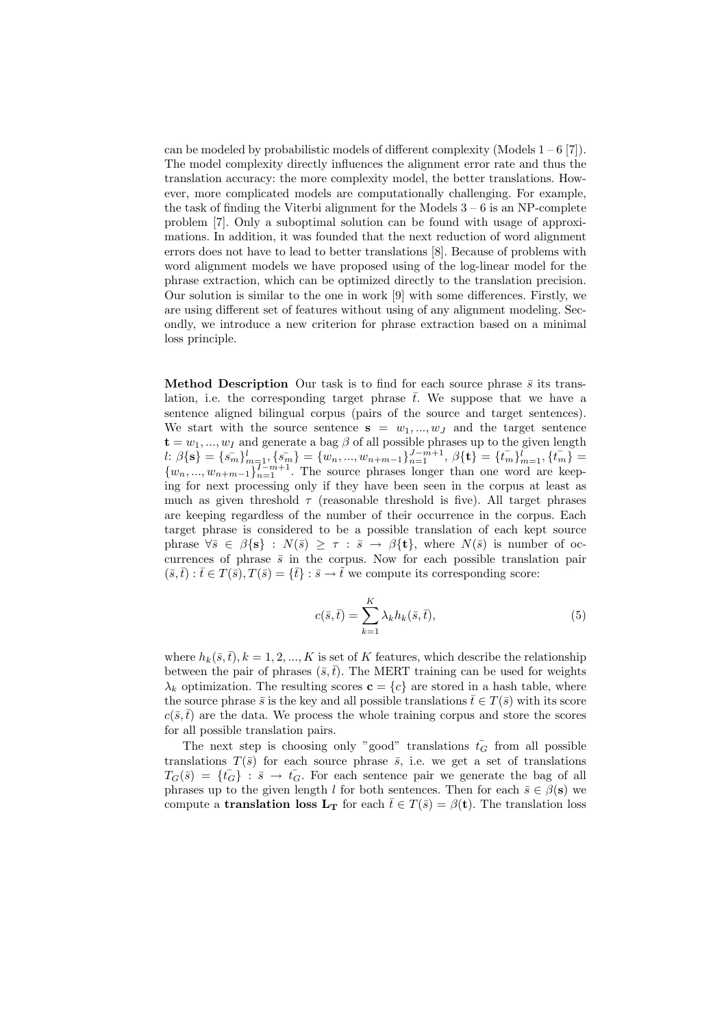can be modeled by probabilistic models of different complexity (Models 1 – 6 [7]). The model complexity directly influences the alignment error rate and thus the translation accuracy: the more complexity model, the better translations. However, more complicated models are computationally challenging. For example, the task of finding the Viterbi alignment for the Models 3 – 6 is an NP-complete problem [7]. Only a suboptimal solution can be found with usage of approximations. In addition, it was founded that the next reduction of word alignment errors does not have to lead to better translations [8]. Because of problems with word alignment models we have proposed using of the log-linear model for the phrase extraction, which can be optimized directly to the translation precision. Our solution is similar to the one in work [9] with some differences. Firstly, we are using different set of features without using of any alignment modeling. Secondly, we introduce a new criterion for phrase extraction based on a minimal loss principle.

**Method Description** Our task is to find for each source phrase $\bar{s}$ its translation, i.e. the corresponding target phrase $\bar{t}$. We suppose that we have a sentence aligned bilingual corpus (pairs of the source and target sentences). We start with the source sentence $\mathbf{s} = w_1, ..., w_J$ and the target sentence $\mathbf{t} = w_1, ..., w_I$ and generate a bag $\beta$ of all possible phrases up to the given length $l$: $\beta\{\mathbf{s}\} = \{\bar{s_m}\}_{m=1}^{l}, \{\bar{s_m}\} = \{w_n, ..., w_{n+m-1}\}_{n=1}^{J-m+1}$, $\beta\{\mathbf{t}\} = \{\bar{t_m}\}_{m=1}^{l}, \{\bar{t_m}\} = \{w_n, ..., w_{n+m-1}\}_{n=1}^{I-m+1}$. The source phrases longer than one word are keeping for next processing only if they have been seen in the corpus at least as much as given threshold $\tau$ (reasonable threshold is five). All target phrases are keeping regardless of the number of their occurrence in the corpus. Each target phrase is considered to be a possible translation of each kept source phrase $\forall \bar{s} \in \beta\{\mathbf{s}\} : N(\bar{s}) \geq \tau : \bar{s} \rightarrow \beta\{\mathbf{t}\}$, where $N(\bar{s})$ is number of occurrences of phrase $\bar{s}$ in the corpus. Now for each possible translation pair $(\bar{s}, \bar{t}) : \bar{t} \in T(\bar{s}), T(\bar{s}) = \{\bar{t}\} : \bar{s} \rightarrow \tilde{t}$ we compute its corresponding score:

$$c(\bar{s}, \bar{t}) = \sum_{k=1}^{K} \lambda_k h_k(\bar{s}, \bar{t}), \tag{5}$$

where $h_k(\bar{s}, \bar{t}), k = 1, 2, ..., K$ is set of $K$ features, which describe the relationship between the pair of phrases $(\bar{s}, \bar{t})$. The MERT training can be used for weights $\lambda_k$ optimization. The resulting scores $\mathbf{c} = \{c\}$ are stored in a hash table, where the source phrase $\bar{s}$ is the key and all possible translations $\bar{t} \in T(\bar{s})$ with its score $c(\bar{s}, \bar{t})$ are the data. We process the whole training corpus and store the scores for all possible translation pairs.

The next step is choosing only "good" translations $\bar{t_G}$ from all possible translations $T(\bar{s})$ for each source phrase $\bar{s}$, i.e. we get a set of translations $T_G(\bar{s}) = \{\bar{t_G}\} : \bar{s} \rightarrow \bar{t_G}$. For each sentence pair we generate the bag of all phrases up to the given length $l$ for both sentences. Then for each $\bar{s} \in \beta(\mathbf{s})$ we compute a **translation loss $\mathbf{L_T}$** for each $\bar{t} \in T(\bar{s}) = \beta(\mathbf{t})$. The translation loss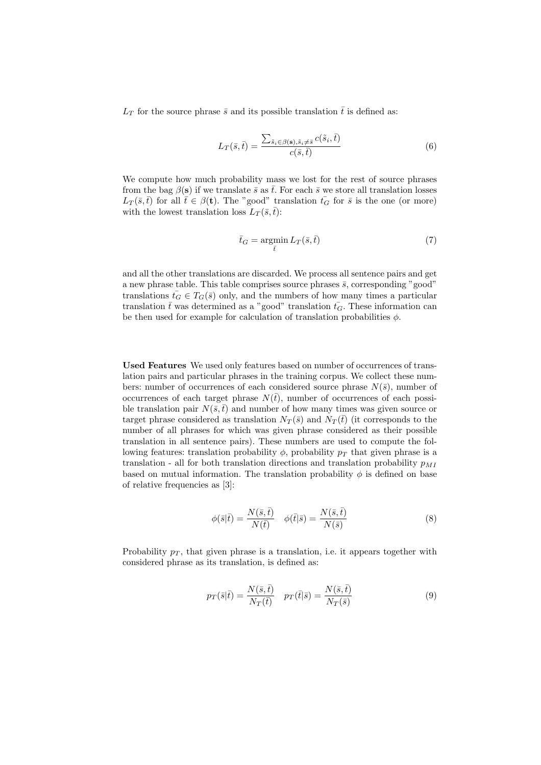$L_T$ for the source phrase $\bar{s}$ and its possible translation $\bar{t}$ is defined as:

$$L_T(\bar{s}, \bar{t}) = \frac{\sum_{\tilde{s}_i \in \beta(\mathbf{s}), \tilde{s}_i \neq \bar{s}} c(\tilde{s}_i, \bar{t})}{c(\bar{s}, \bar{t})} \tag{6}$$

We compute how much probability mass we lost for the rest of source phrases from the bag $\beta(\mathbf{s})$ if we translate $\bar{s}$ as $\bar{t}$. For each $\bar{s}$ we store all translation losses $L_T(\bar{s}, \bar{t})$ for all $\bar{t} \in \beta(\mathbf{t})$. The "good" translation $\bar{t_G}$ for $\bar{s}$ is the one (or more) with the lowest translation loss $L_T(\bar{s}, \bar{t})$:

$$\bar{t}_G = \operatorname*{argmin}_{\bar{t}} L_T(\bar{s}, \bar{t}) \tag{7}$$

and all the other translations are discarded. We process all sentence pairs and get a new phrase table. This table comprises source phrases $\bar{s}$, corresponding "good" translations $\bar{t_G} \in T_G(\bar{s})$ only, and the numbers of how many times a particular translation $\bar{t}$ was determined as a "good" translation $\bar{t_G}$. These information can be then used for example for calculation of translation probabilities $\phi$.

**Used Features** We used only features based on number of occurrences of translation pairs and particular phrases in the training corpus. We collect these numbers: number of occurrences of each considered source phrase $N(\bar{s})$, number of occurrences of each target phrase $N(\bar{t})$, number of occurrences of each possible translation pair $N(\bar{s}, \bar{t})$ and number of how many times was given source or target phrase considered as translation $N_T(\bar{s})$ and $N_T(\bar{t})$ (it corresponds to the number of all phrases for which was given phrase considered as their possible translation in all sentence pairs). These numbers are used to compute the following features: translation probability $\phi$, probability $p_T$ that given phrase is a translation - all for both translation directions and translation probability $p_{MI}$ based on mutual information. The translation probability $\phi$ is defined on base of relative frequencies as [3]:

$$\phi(\bar{s}|\bar{t}) = \frac{N(\bar{s}, \bar{t})}{N(\bar{t})} \quad \phi(\bar{t}|\bar{s}) = \frac{N(\bar{s}, \bar{t})}{N(\bar{s})} \tag{8}$$

Probability $p_T$, that given phrase is a translation, i.e. it appears together with considered phrase as its translation, is defined as:

$$p_T(\bar{s}|\bar{t}) = \frac{N(\bar{s}, \bar{t})}{N_T(\bar{t})} \quad p_T(\bar{t}|\bar{s}) = \frac{N(\bar{s}, \bar{t})}{N_T(\bar{s})} \tag{9}$$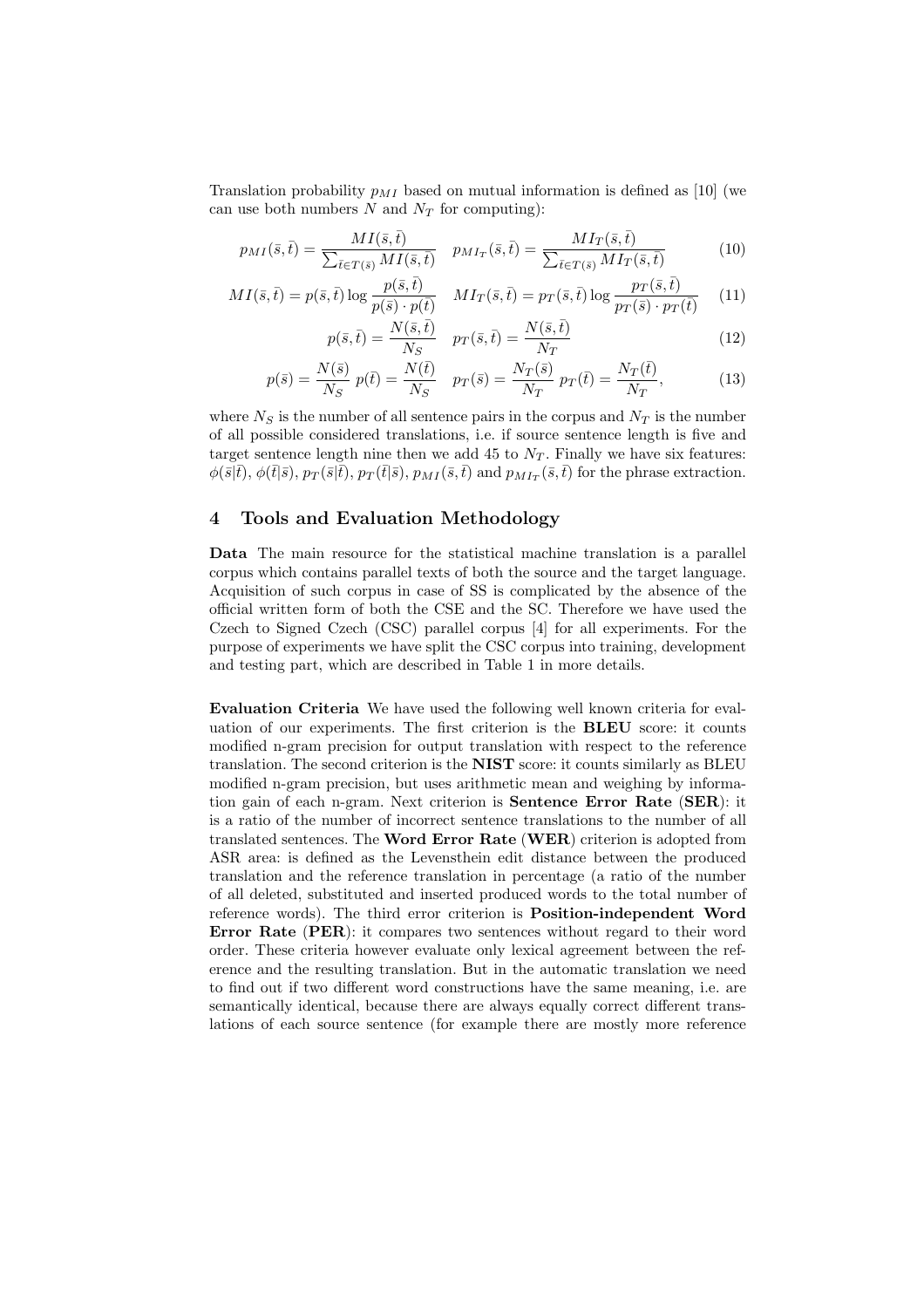Translation probability $p_{MI}$ based on mutual information is defined as [10] (we can use both numbers $N$ and $N_T$ for computing):

$$p_{MI}(\bar{s},\bar{t}) = \frac{MI(\bar{s},\bar{t})}{\sum_{\bar{t}\in T(\bar{s})} MI(\bar{s},\bar{t})} \quad p_{MI_T}(\bar{s},\bar{t}) = \frac{MI_T(\bar{s},\bar{t})}{\sum_{\bar{t}\in T(\bar{s})} MI_T(\bar{s},\bar{t})} \tag{10}$$

$$MI(\bar{s},\bar{t}) = p(\bar{s},\bar{t}) \log \frac{p(\bar{s},\bar{t})}{p(\bar{s})\cdot p(\bar{t})} \quad MI_T(\bar{s},\bar{t}) = p_T(\bar{s},\bar{t}) \log \frac{p_T(\bar{s},\bar{t})}{p_T(\bar{s})\cdot p_T(\bar{t})} \tag{11}$$

$$p(\bar{s},\bar{t}) = \frac{N(\bar{s},\bar{t})}{N_S} \quad p_T(\bar{s},\bar{t}) = \frac{N(\bar{s},\bar{t})}{N_T} \tag{12}$$

$$p(\bar{s}) = \frac{N(\bar{s})}{N_S} \; p(\bar{t}) = \frac{N(\bar{t})}{N_S} \quad p_T(\bar{s}) = \frac{N_T(\bar{s})}{N_T} \; p_T(\bar{t}) = \frac{N_T(\bar{t})}{N_T}, \tag{13}$$

where $N_S$ is the number of all sentence pairs in the corpus and $N_T$ is the number of all possible considered translations, i.e. if source sentence length is five and target sentence length nine then we add 45 to $N_T$. Finally we have six features: $\phi(\bar{s}|\bar{t})$, $\phi(\bar{t}|\bar{s})$, $p_T(\bar{s}|\bar{t})$, $p_T(\bar{t}|\bar{s})$, $p_{MI}(\bar{s},\bar{t})$ and $p_{MI_T}(\bar{s},\bar{t})$ for the phrase extraction.

## 4 Tools and Evaluation Methodology

**Data** The main resource for the statistical machine translation is a parallel corpus which contains parallel texts of both the source and the target language. Acquisition of such corpus in case of SS is complicated by the absence of the official written form of both the CSE and the SC. Therefore we have used the Czech to Signed Czech (CSC) parallel corpus [4] for all experiments. For the purpose of experiments we have split the CSC corpus into training, development and testing part, which are described in Table 1 in more details.

**Evaluation Criteria** We have used the following well known criteria for evaluation of our experiments. The first criterion is the **BLEU** score: it counts modified n-gram precision for output translation with respect to the reference translation. The second criterion is the **NIST** score: it counts similarly as BLEU modified n-gram precision, but uses arithmetic mean and weighing by information gain of each n-gram. Next criterion is **Sentence Error Rate** (**SER**): it is a ratio of the number of incorrect sentence translations to the number of all translated sentences. The **Word Error Rate** (**WER**) criterion is adopted from ASR area: is defined as the Levensthein edit distance between the produced translation and the reference translation in percentage (a ratio of the number of all deleted, substituted and inserted produced words to the total number of reference words). The third error criterion is **Position-independent Word Error Rate** (**PER**): it compares two sentences without regard to their word order. These criteria however evaluate only lexical agreement between the reference and the resulting translation. But in the automatic translation we need to find out if two different word constructions have the same meaning, i.e. are semantically identical, because there are always equally correct different translations of each source sentence (for example there are mostly more reference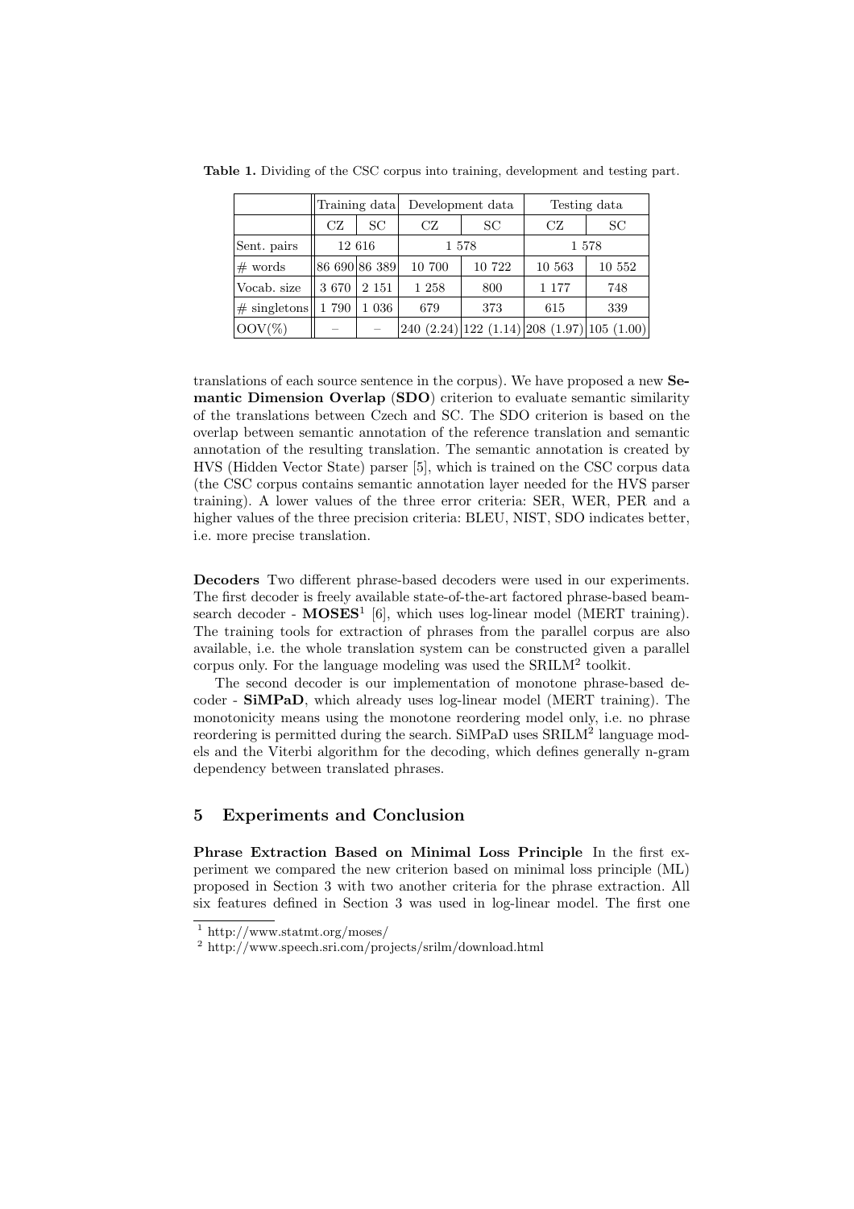**Table 1.** Dividing of the CSC corpus into training, development and testing part.

| | Training data | | Development data | | Testing data | |
|---|---|---|---|---|---|---|
| | CZ | SC | CZ | SC | CZ | SC |
| Sent. pairs | 12 616 | | 1 578 | | 1 578 | |
| # words | 86 690 | 86 389 | 10 700 | 10 722 | 10 563 | 10 552 |
| Vocab. size | 3 670 | 2 151 | 1 258 | 800 | 1 177 | 748 |
| # singletons | 1 790 | 1 036 | 679 | 373 | 615 | 339 |
| OOV(%) | – | – | 240 (2.24) | 122 (1.14) | 208 (1.97) | 105 (1.00) |

translations of each source sentence in the corpus). We have proposed a new **Semantic Dimension Overlap** (**SDO**) criterion to evaluate semantic similarity of the translations between Czech and SC. The SDO criterion is based on the overlap between semantic annotation of the reference translation and semantic annotation of the resulting translation. The semantic annotation is created by HVS (Hidden Vector State) parser [5], which is trained on the CSC corpus data (the CSC corpus contains semantic annotation layer needed for the HVS parser training). A lower values of the three error criteria: SER, WER, PER and a higher values of the three precision criteria: BLEU, NIST, SDO indicates better, i.e. more precise translation.

**Decoders** Two different phrase-based decoders were used in our experiments. The first decoder is freely available state-of-the-art factored phrase-based beam-search decoder - **MOSES**[1] [6], which uses log-linear model (MERT training). The training tools for extraction of phrases from the parallel corpus are also available, i.e. the whole translation system can be constructed given a parallel corpus only. For the language modeling was used the SRILM[2] toolkit.

The second decoder is our implementation of monotone phrase-based decoder - **SiMPaD**, which already uses log-linear model (MERT training). The monotonicity means using the monotone reordering model only, i.e. no phrase reordering is permitted during the search. SiMPaD uses SRILM[2] language models and the Viterbi algorithm for the decoding, which defines generally n-gram dependency between translated phrases.

## 5 Experiments and Conclusion

**Phrase Extraction Based on Minimal Loss Principle** In the first experiment we compared the new criterion based on minimal loss principle (ML) proposed in Section 3 with two another criteria for the phrase extraction. All six features defined in Section 3 was used in log-linear model. The first one

[1] http://www.statmt.org/moses/

[2] http://www.speech.sri.com/projects/srilm/download.html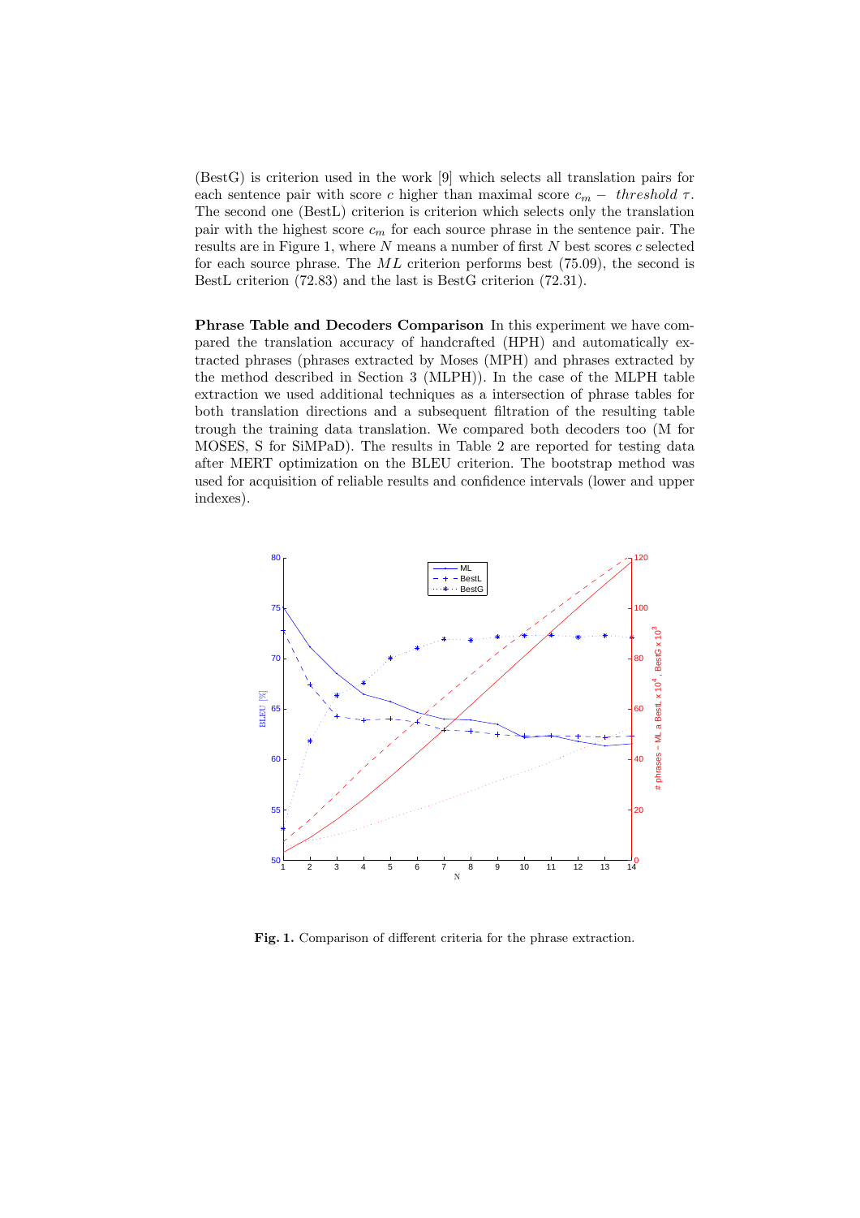(BestG) is criterion used in the work [9] which selects all translation pairs for each sentence pair with score $c$ higher than maximal score $c_m -$ *threshold* $\tau$. The second one (BestL) criterion is criterion which selects only the translation pair with the highest score $c_m$ for each source phrase in the sentence pair. The results are in Figure 1, where $N$ means a number of first $N$ best scores $c$ selected for each source phrase. The $ML$ criterion performs best (75.09), the second is BestL criterion (72.83) and the last is BestG criterion (72.31).

**Phrase Table and Decoders Comparison** In this experiment we have compared the translation accuracy of handcrafted (HPH) and automatically extracted phrases (phrases extracted by Moses (MPH) and phrases extracted by the method described in Section 3 (MLPH)). In the case of the MLPH table extraction we used additional techniques as a intersection of phrase tables for both translation directions and a subsequent filtration of the resulting table trough the training data translation. We compared both decoders too (M for MOSES, S for SiMPaD). The results in Table 2 are reported for testing data after MERT optimization on the BLEU criterion. The bootstrap method was used for acquisition of reliable results and confidence intervals (lower and upper indexes).

**Fig. 1.** Comparison of different criteria for the phrase extraction.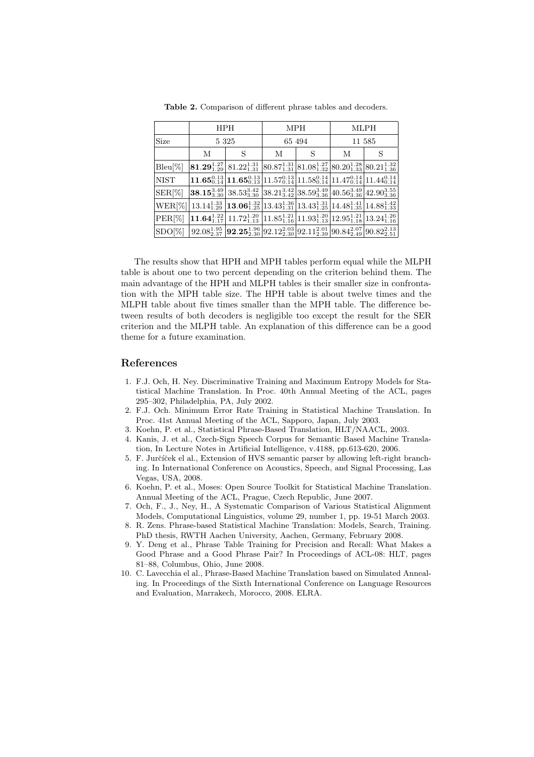**Table 2.** Comparison of different phrase tables and decoders.

| | HPH | | MPH | | MLPH | |
|---|---|---|---|---|---|---|
| Size | 5 325 | | 65 494 | | 11 585 | |
| | M | S | M | S | M | S |
| Bleu[%] | $\mathbf{81.29}^{1.27}_{1.29}$ | $81.22^{1.31}_{1.31}$ | $80.87^{1.31}_{1.31}$ | $81.08^{1.27}_{1.32}$ | $80.20^{1.28}_{1.33}$ | $80.21^{1.32}_{1.36}$ |
| NIST | $\mathbf{11.65}^{0.13}_{0.14}$ | $\mathbf{11.65}^{0.13}_{0.13}$ | $11.57^{0.13}_{0.14}$ | $11.58^{0.14}_{0.14}$ | $11.47^{0.14}_{0.14}$ | $11.44^{0.14}_{0.14}$ |
| SER[%] | $\mathbf{38.15}^{3.49}_{3.30}$ | $38.53^{3.42}_{3.30}$ | $38.21^{3.42}_{3.42}$ | $38.59^{3.49}_{3.36}$ | $40.56^{3.49}_{3.36}$ | $42.90^{3.55}_{3.36}$ |
| WER[%] | $13.14^{1.33}_{1.29}$ | $\mathbf{13.06}^{1.32}_{1.25}$ | $13.43^{1.36}_{1.31}$ | $13.43^{1.31}_{1.25}$ | $14.48^{1.41}_{1.35}$ | $14.88^{1.42}_{1.33}$ |
| PER[%] | $\mathbf{11.64}^{1.22}_{1.17}$ | $11.72^{1.20}_{1.13}$ | $11.85^{1.21}_{1.16}$ | $11.93^{1.20}_{1.13}$ | $12.95^{1.21}_{1.18}$ | $13.24^{1.26}_{1.16}$ |
| SDO[%] | $92.08^{1.95}_{2.37}$ | $\mathbf{92.25}^{1.96}_{2.30}$ | $92.12^{2.03}_{2.30}$ | $92.11^{2.01}_{2.39}$ | $90.84^{2.07}_{2.49}$ | $90.82^{2.13}_{2.51}$ |

The results show that HPH and MPH tables perform equal while the MLPH table is about one to two percent depending on the criterion behind them. The main advantage of the HPH and MLPH tables is their smaller size in confrontation with the MPH table size. The HPH table is about twelve times and the MLPH table about five times smaller than the MPH table. The difference between results of both decoders is negligible too except the result for the SER criterion and the MLPH table. An explanation of this difference can be a good theme for a future examination.

## References

1. F.J. Och, H. Ney. Discriminative Training and Maximum Entropy Models for Statistical Machine Translation. In Proc. 40th Annual Meeting of the ACL, pages 295–302, Philadelphia, PA, July 2002.
2. F.J. Och. Minimum Error Rate Training in Statistical Machine Translation. In Proc. 41st Annual Meeting of the ACL, Sapporo, Japan, July 2003.
3. Koehn, P. et al., Statistical Phrase-Based Translation, HLT/NAACL, 2003.
4. Kanis, J. et al., Czech-Sign Speech Corpus for Semantic Based Machine Translation, In Lecture Notes in Artificial Intelligence, v.4188, pp.613-620, 2006.
5. F. Jurčíček el al., Extension of HVS semantic parser by allowing left-right branching. In International Conference on Acoustics, Speech, and Signal Processing, Las Vegas, USA, 2008.
6. Koehn, P. et al., Moses: Open Source Toolkit for Statistical Machine Translation. Annual Meeting of the ACL, Prague, Czech Republic, June 2007.
7. Och, F., J., Ney, H., A Systematic Comparison of Various Statistical Alignment Models, Computational Linguistics, volume 29, number 1, pp. 19-51 March 2003.
8. R. Zens. Phrase-based Statistical Machine Translation: Models, Search, Training. PhD thesis, RWTH Aachen University, Aachen, Germany, February 2008.
9. Y. Deng et al., Phrase Table Training for Precision and Recall: What Makes a Good Phrase and a Good Phrase Pair? In Proceedings of ACL-08: HLT, pages 81–88, Columbus, Ohio, June 2008.
10. C. Lavecchia el al., Phrase-Based Machine Translation based on Simulated Annealing. In Proceedings of the Sixth International Conference on Language Resources and Evaluation, Marrakech, Morocco, 2008. ELRA.